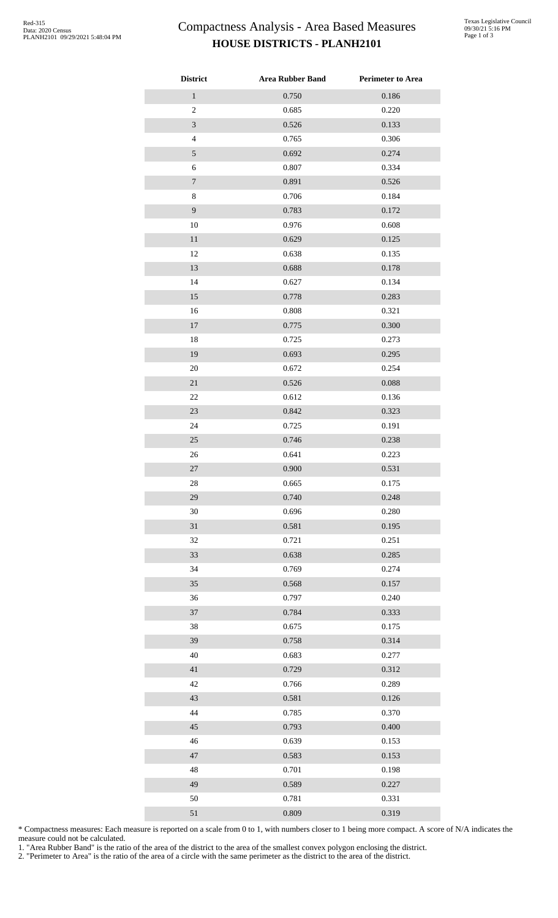# Compactness Analysis - Area Based Measures

## HOUSE DISTRICTS - PLANH2101

| District | Area Rubber Band | Perimeter to Area |
|---|---|---|
| 1 | 0.750 | 0.186 |
| 2 | 0.685 | 0.220 |
| 3 | 0.526 | 0.133 |
| 4 | 0.765 | 0.306 |
| 5 | 0.692 | 0.274 |
| 6 | 0.807 | 0.334 |
| 7 | 0.891 | 0.526 |
| 8 | 0.706 | 0.184 |
| 9 | 0.783 | 0.172 |
| 10 | 0.976 | 0.608 |
| 11 | 0.629 | 0.125 |
| 12 | 0.638 | 0.135 |
| 13 | 0.688 | 0.178 |
| 14 | 0.627 | 0.134 |
| 15 | 0.778 | 0.283 |
| 16 | 0.808 | 0.321 |
| 17 | 0.775 | 0.300 |
| 18 | 0.725 | 0.273 |
| 19 | 0.693 | 0.295 |
| 20 | 0.672 | 0.254 |
| 21 | 0.526 | 0.088 |
| 22 | 0.612 | 0.136 |
| 23 | 0.842 | 0.323 |
| 24 | 0.725 | 0.191 |
| 25 | 0.746 | 0.238 |
| 26 | 0.641 | 0.223 |
| 27 | 0.900 | 0.531 |
| 28 | 0.665 | 0.175 |
| 29 | 0.740 | 0.248 |
| 30 | 0.696 | 0.280 |
| 31 | 0.581 | 0.195 |
| 32 | 0.721 | 0.251 |
| 33 | 0.638 | 0.285 |
| 34 | 0.769 | 0.274 |
| 35 | 0.568 | 0.157 |
| 36 | 0.797 | 0.240 |
| 37 | 0.784 | 0.333 |
| 38 | 0.675 | 0.175 |
| 39 | 0.758 | 0.314 |
| 40 | 0.683 | 0.277 |
| 41 | 0.729 | 0.312 |
| 42 | 0.766 | 0.289 |
| 43 | 0.581 | 0.126 |
| 44 | 0.785 | 0.370 |
| 45 | 0.793 | 0.400 |
| 46 | 0.639 | 0.153 |
| 47 | 0.583 | 0.153 |
| 48 | 0.701 | 0.198 |
| 49 | 0.589 | 0.227 |
| 50 | 0.781 | 0.331 |
| 51 | 0.809 | 0.319 |

* Compactness measures: Each measure is reported on a scale from 0 to 1, with numbers closer to 1 being more compact. A score of N/A indicates the measure could not be calculated.

1. "Area Rubber Band" is the ratio of the area of the district to the area of the smallest convex polygon enclosing the district.

2. "Perimeter to Area" is the ratio of the area of a circle with the same perimeter as the district to the area of the district.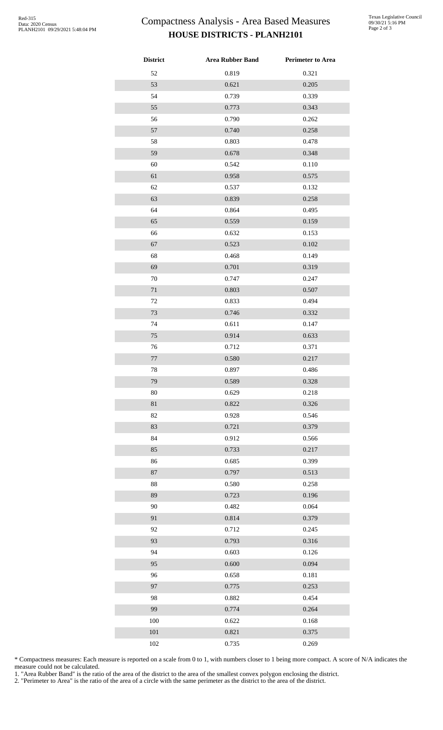# Compactness Analysis - Area Based Measures
## HOUSE DISTRICTS - PLANH2101

| District | Area Rubber Band | Perimeter to Area |
|---|---|---|
| 52 | 0.819 | 0.321 |
| 53 | 0.621 | 0.205 |
| 54 | 0.739 | 0.339 |
| 55 | 0.773 | 0.343 |
| 56 | 0.790 | 0.262 |
| 57 | 0.740 | 0.258 |
| 58 | 0.803 | 0.478 |
| 59 | 0.678 | 0.348 |
| 60 | 0.542 | 0.110 |
| 61 | 0.958 | 0.575 |
| 62 | 0.537 | 0.132 |
| 63 | 0.839 | 0.258 |
| 64 | 0.864 | 0.495 |
| 65 | 0.559 | 0.159 |
| 66 | 0.632 | 0.153 |
| 67 | 0.523 | 0.102 |
| 68 | 0.468 | 0.149 |
| 69 | 0.701 | 0.319 |
| 70 | 0.747 | 0.247 |
| 71 | 0.803 | 0.507 |
| 72 | 0.833 | 0.494 |
| 73 | 0.746 | 0.332 |
| 74 | 0.611 | 0.147 |
| 75 | 0.914 | 0.633 |
| 76 | 0.712 | 0.371 |
| 77 | 0.580 | 0.217 |
| 78 | 0.897 | 0.486 |
| 79 | 0.589 | 0.328 |
| 80 | 0.629 | 0.218 |
| 81 | 0.822 | 0.326 |
| 82 | 0.928 | 0.546 |
| 83 | 0.721 | 0.379 |
| 84 | 0.912 | 0.566 |
| 85 | 0.733 | 0.217 |
| 86 | 0.685 | 0.399 |
| 87 | 0.797 | 0.513 |
| 88 | 0.580 | 0.258 |
| 89 | 0.723 | 0.196 |
| 90 | 0.482 | 0.064 |
| 91 | 0.814 | 0.379 |
| 92 | 0.712 | 0.245 |
| 93 | 0.793 | 0.316 |
| 94 | 0.603 | 0.126 |
| 95 | 0.600 | 0.094 |
| 96 | 0.658 | 0.181 |
| 97 | 0.775 | 0.253 |
| 98 | 0.882 | 0.454 |
| 99 | 0.774 | 0.264 |
| 100 | 0.622 | 0.168 |
| 101 | 0.821 | 0.375 |
| 102 | 0.735 | 0.269 |

* Compactness measures: Each measure is reported on a scale from 0 to 1, with numbers closer to 1 being more compact. A score of N/A indicates the measure could not be calculated.

1. "Area Rubber Band" is the ratio of the area of the district to the area of the smallest convex polygon enclosing the district.
2. "Perimeter to Area" is the ratio of the area of a circle with the same perimeter as the district to the area of the district.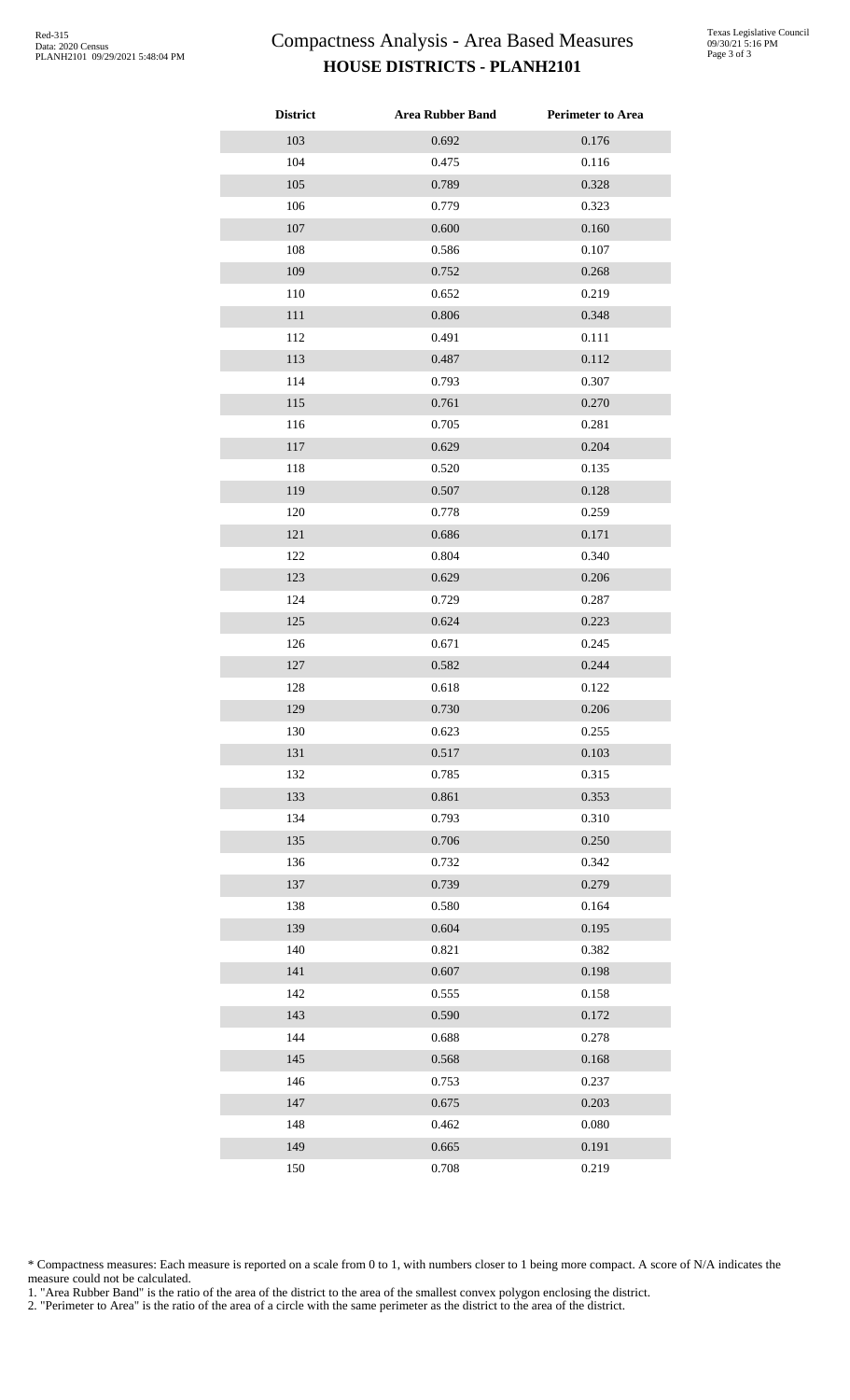# Compactness Analysis - Area Based Measures
## HOUSE DISTRICTS - PLANH2101

| District | Area Rubber Band | Perimeter to Area |
|---|---|---|
| 103 | 0.692 | 0.176 |
| 104 | 0.475 | 0.116 |
| 105 | 0.789 | 0.328 |
| 106 | 0.779 | 0.323 |
| 107 | 0.600 | 0.160 |
| 108 | 0.586 | 0.107 |
| 109 | 0.752 | 0.268 |
| 110 | 0.652 | 0.219 |
| 111 | 0.806 | 0.348 |
| 112 | 0.491 | 0.111 |
| 113 | 0.487 | 0.112 |
| 114 | 0.793 | 0.307 |
| 115 | 0.761 | 0.270 |
| 116 | 0.705 | 0.281 |
| 117 | 0.629 | 0.204 |
| 118 | 0.520 | 0.135 |
| 119 | 0.507 | 0.128 |
| 120 | 0.778 | 0.259 |
| 121 | 0.686 | 0.171 |
| 122 | 0.804 | 0.340 |
| 123 | 0.629 | 0.206 |
| 124 | 0.729 | 0.287 |
| 125 | 0.624 | 0.223 |
| 126 | 0.671 | 0.245 |
| 127 | 0.582 | 0.244 |
| 128 | 0.618 | 0.122 |
| 129 | 0.730 | 0.206 |
| 130 | 0.623 | 0.255 |
| 131 | 0.517 | 0.103 |
| 132 | 0.785 | 0.315 |
| 133 | 0.861 | 0.353 |
| 134 | 0.793 | 0.310 |
| 135 | 0.706 | 0.250 |
| 136 | 0.732 | 0.342 |
| 137 | 0.739 | 0.279 |
| 138 | 0.580 | 0.164 |
| 139 | 0.604 | 0.195 |
| 140 | 0.821 | 0.382 |
| 141 | 0.607 | 0.198 |
| 142 | 0.555 | 0.158 |
| 143 | 0.590 | 0.172 |
| 144 | 0.688 | 0.278 |
| 145 | 0.568 | 0.168 |
| 146 | 0.753 | 0.237 |
| 147 | 0.675 | 0.203 |
| 148 | 0.462 | 0.080 |
| 149 | 0.665 | 0.191 |
| 150 | 0.708 | 0.219 |

* Compactness measures: Each measure is reported on a scale from 0 to 1, with numbers closer to 1 being more compact. A score of N/A indicates the measure could not be calculated.

1. "Area Rubber Band" is the ratio of the area of the district to the area of the smallest convex polygon enclosing the district.
2. "Perimeter to Area" is the ratio of the area of a circle with the same perimeter as the district to the area of the district.